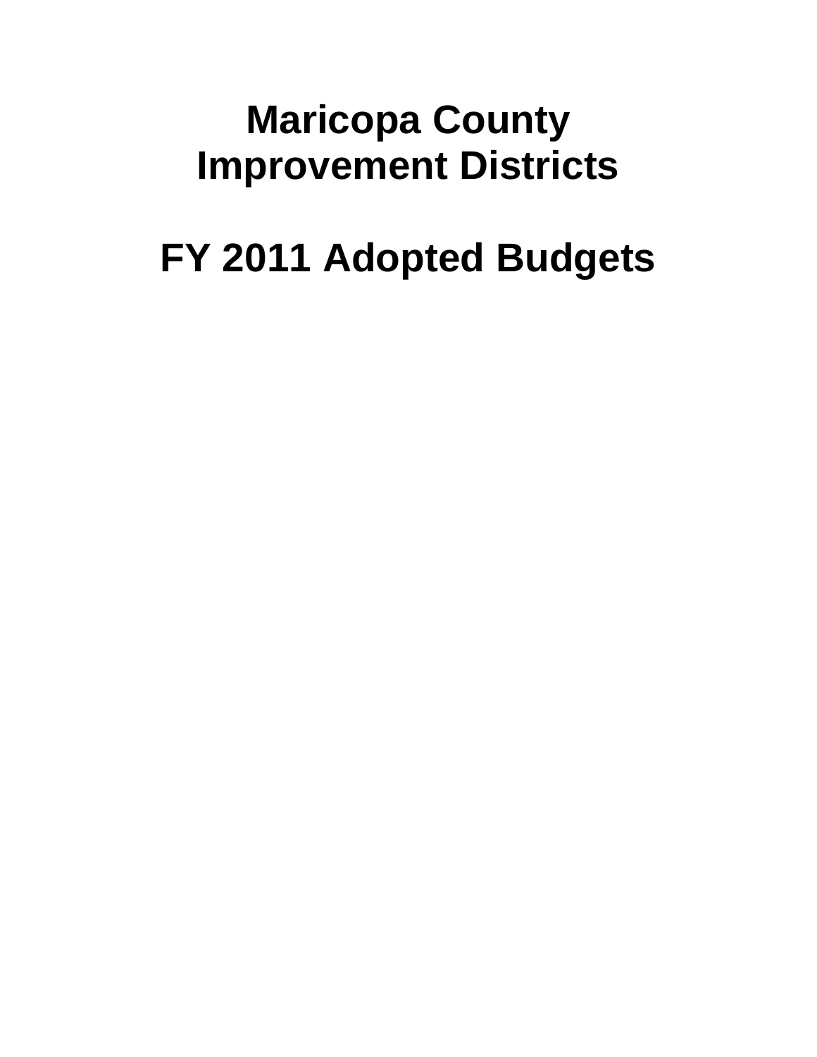# Maricopa County Improvement Districts

# FY 2011 Adopted Budgets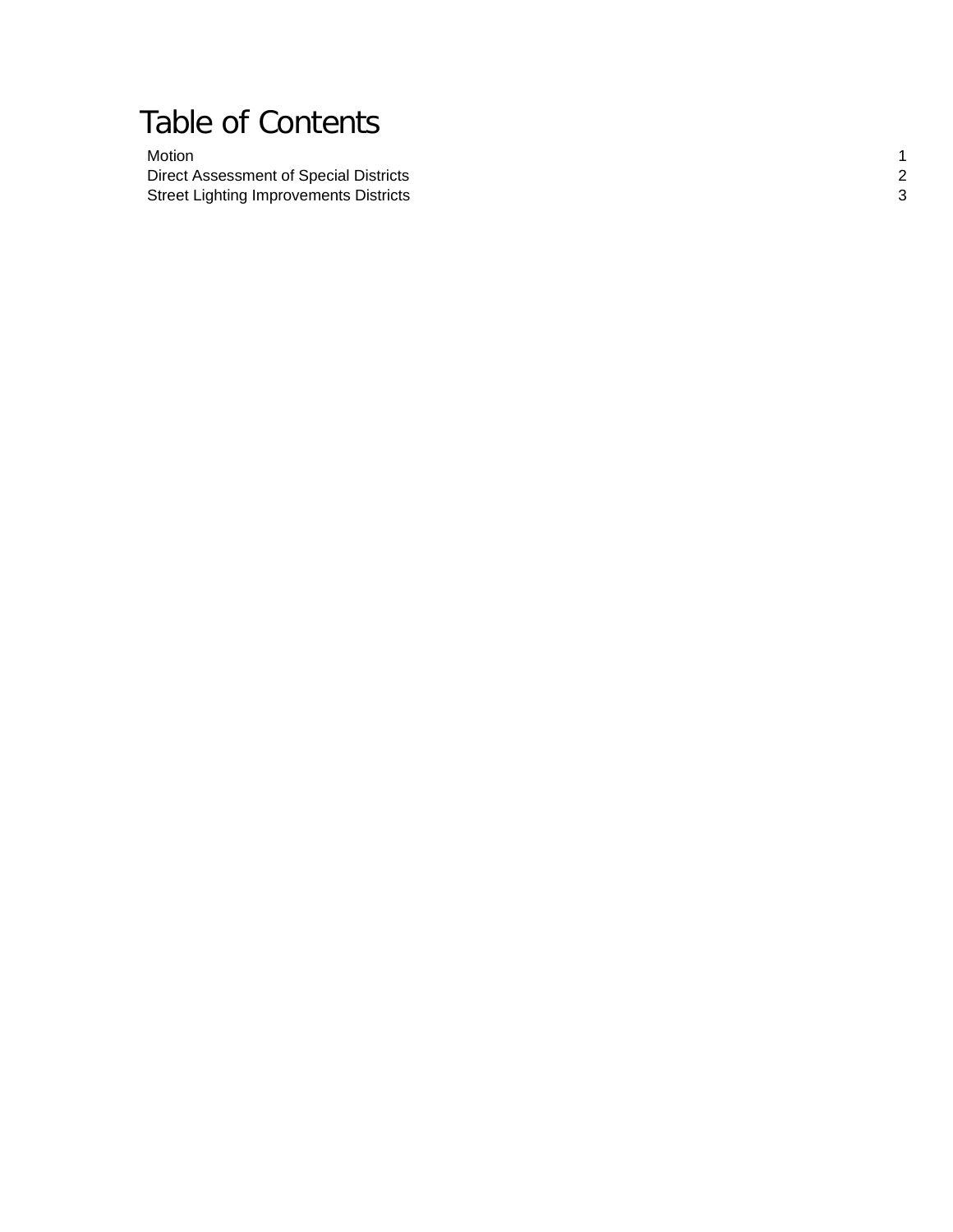# Table of Contents

| | |
|---|---|
| Motion | 1 |
| Direct Assessment of Special Districts | 2 |
| Street Lighting Improvements Districts | 3 |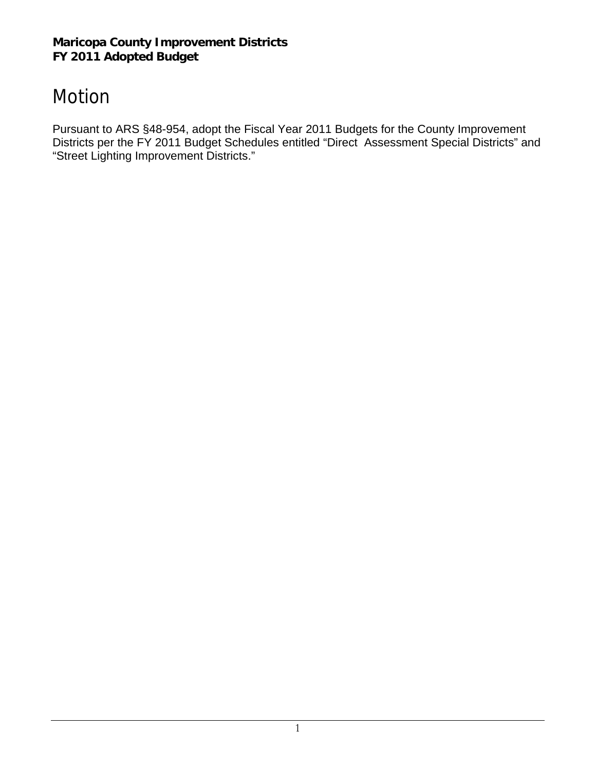**Maricopa County Improvement Districts**
***FY 2011 Adopted Budget***

# Motion

Pursuant to ARS §48-954, adopt the Fiscal Year 2011 Budgets for the County Improvement Districts per the FY 2011 Budget Schedules entitled "Direct Assessment Special Districts" and "Street Lighting Improvement Districts."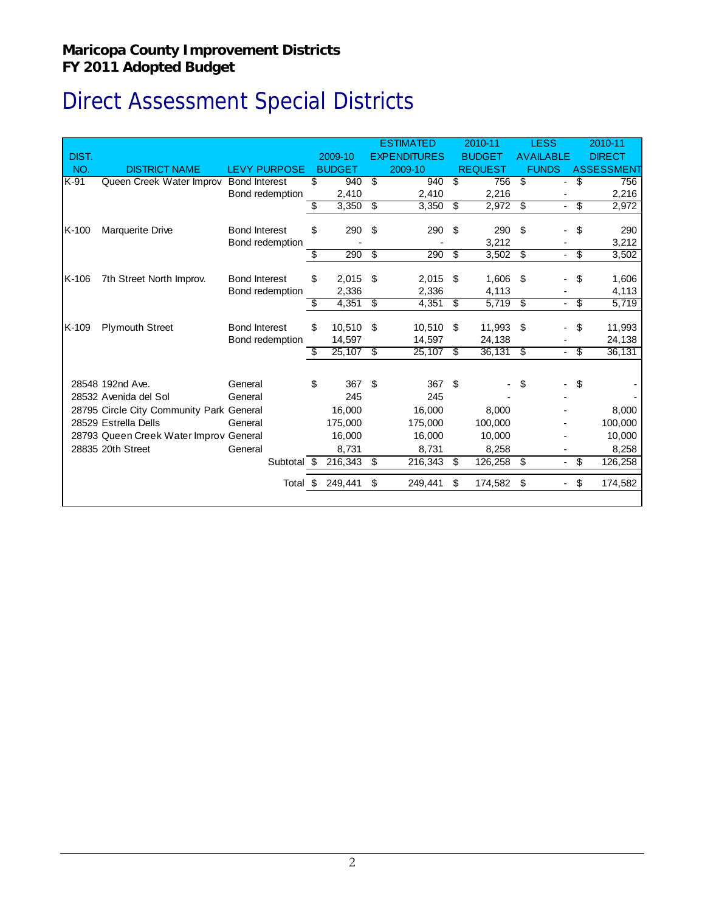**Maricopa County Improvement Districts**
**FY 2011 Adopted Budget**

# Direct Assessment Special Districts

| DIST. NO. | DISTRICT NAME | LEVY PURPOSE | 2009-10 BUDGET | ESTIMATED EXPENDITURES 2009-10 | 2010-11 BUDGET REQUEST | LESS AVAILABLE FUNDS | 2010-11 DIRECT ASSESSMENT |
|---|---|---|---|---|---|---|---|
| K-91 | Queen Creek Water Improv | Bond Interest | $ 940 | $ 940 | $ 756 | $ - | $ 756 |
| | | Bond redemption | 2,410 | 2,410 | 2,216 | - | 2,216 |
| | | | $ 3,350 | $ 3,350 | $ 2,972 | $ - | $ 2,972 |
| K-100 | Marquerite Drive | Bond Interest | $ 290 | $ 290 | $ 290 | $ - | $ 290 |
| | | Bond redemption | - | - | 3,212 | - | 3,212 |
| | | | $ 290 | $ 290 | $ 3,502 | $ - | $ 3,502 |
| K-106 | 7th Street North Improv. | Bond Interest | $ 2,015 | $ 2,015 | $ 1,606 | $ - | $ 1,606 |
| | | Bond redemption | 2,336 | 2,336 | 4,113 | - | 4,113 |
| | | | $ 4,351 | $ 4,351 | $ 5,719 | $ - | $ 5,719 |
| K-109 | Plymouth Street | Bond Interest | $ 10,510 | $ 10,510 | $ 11,993 | $ - | $ 11,993 |
| | | Bond redemption | 14,597 | 14,597 | 24,138 | - | 24,138 |
| | | | $ 25,107 | $ 25,107 | $ 36,131 | $ - | $ 36,131 |
| | 28548 192nd Ave. | General | $ 367 | $ 367 | $ - | $ - | $ - |
| | 28532 Avenida del Sol | General | 245 | 245 | - | - | - |
| | 28795 Circle City Community Park | General | 16,000 | 16,000 | 8,000 | - | 8,000 |
| | 28529 Estrella Dells | General | 175,000 | 175,000 | 100,000 | - | 100,000 |
| | 28793 Queen Creek Water Improv | General | 16,000 | 16,000 | 10,000 | - | 10,000 |
| | 28835 20th Street | General | 8,731 | 8,731 | 8,258 | - | 8,258 |
| | | Subtotal | $ 216,343 | $ 216,343 | $ 126,258 | $ - | $ 126,258 |
| | | Total | $ 249,441 | $ 249,441 | $ 174,582 | $ - | $ 174,582 |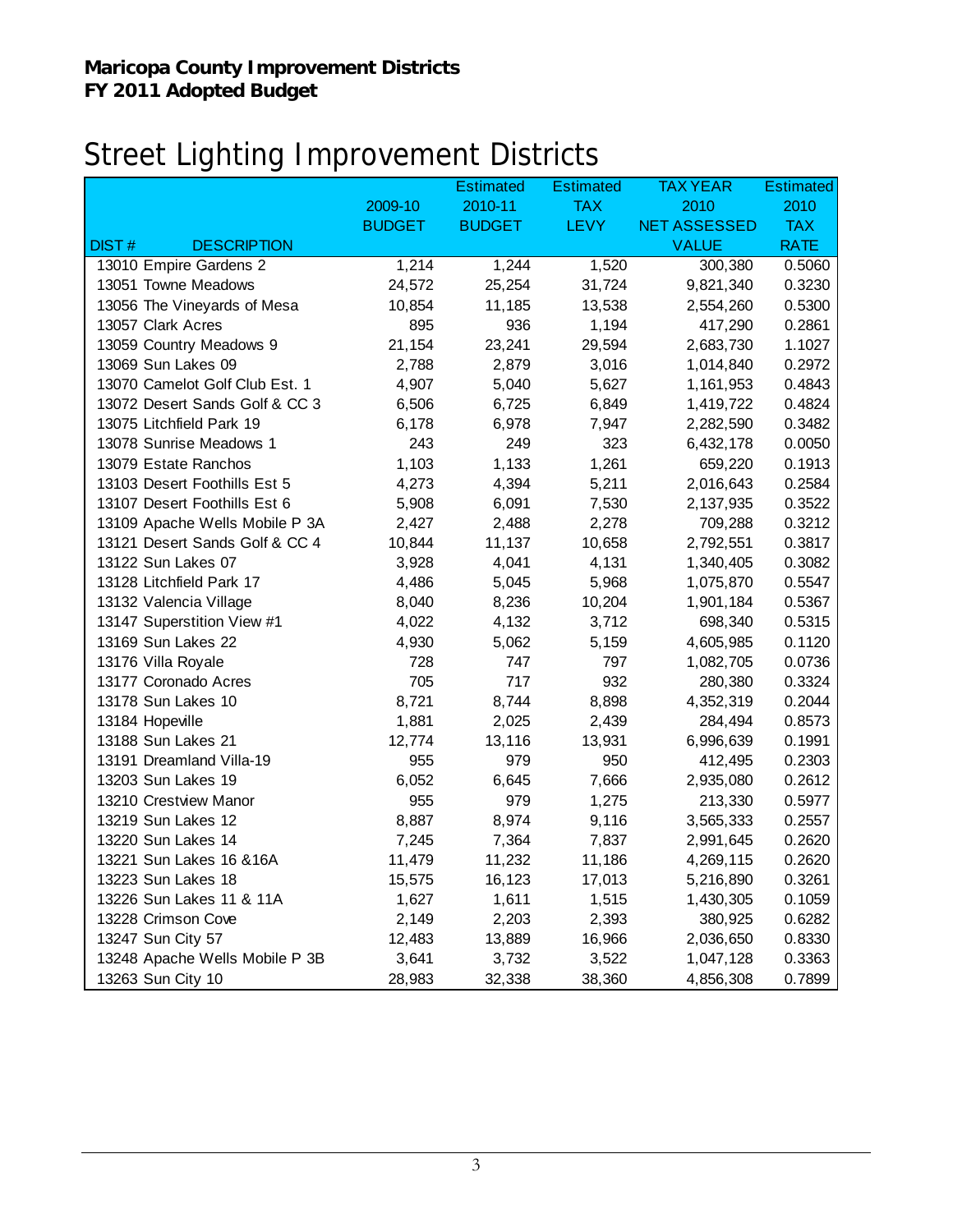**Maricopa County Improvement Districts**
**FY 2011 Adopted Budget**

# Street Lighting Improvement Districts

| DIST # | DESCRIPTION | 2009-10 BUDGET | Estimated 2010-11 BUDGET | Estimated TAX LEVY | TAX YEAR 2010 NET ASSESSED VALUE | Estimated 2010 TAX RATE |
|---|---|---|---|---|---|---|
| 13010 | Empire Gardens 2 | 1,214 | 1,244 | 1,520 | 300,380 | 0.5060 |
| 13051 | Towne Meadows | 24,572 | 25,254 | 31,724 | 9,821,340 | 0.3230 |
| 13056 | The Vineyards of Mesa | 10,854 | 11,185 | 13,538 | 2,554,260 | 0.5300 |
| 13057 | Clark Acres | 895 | 936 | 1,194 | 417,290 | 0.2861 |
| 13059 | Country Meadows 9 | 21,154 | 23,241 | 29,594 | 2,683,730 | 1.1027 |
| 13069 | Sun Lakes 09 | 2,788 | 2,879 | 3,016 | 1,014,840 | 0.2972 |
| 13070 | Camelot Golf Club Est. 1 | 4,907 | 5,040 | 5,627 | 1,161,953 | 0.4843 |
| 13072 | Desert Sands Golf & CC 3 | 6,506 | 6,725 | 6,849 | 1,419,722 | 0.4824 |
| 13075 | Litchfield Park 19 | 6,178 | 6,978 | 7,947 | 2,282,590 | 0.3482 |
| 13078 | Sunrise Meadows 1 | 243 | 249 | 323 | 6,432,178 | 0.0050 |
| 13079 | Estate Ranchos | 1,103 | 1,133 | 1,261 | 659,220 | 0.1913 |
| 13103 | Desert Foothills Est 5 | 4,273 | 4,394 | 5,211 | 2,016,643 | 0.2584 |
| 13107 | Desert Foothills Est 6 | 5,908 | 6,091 | 7,530 | 2,137,935 | 0.3522 |
| 13109 | Apache Wells Mobile P 3A | 2,427 | 2,488 | 2,278 | 709,288 | 0.3212 |
| 13121 | Desert Sands Golf & CC 4 | 10,844 | 11,137 | 10,658 | 2,792,551 | 0.3817 |
| 13122 | Sun Lakes 07 | 3,928 | 4,041 | 4,131 | 1,340,405 | 0.3082 |
| 13128 | Litchfield Park 17 | 4,486 | 5,045 | 5,968 | 1,075,870 | 0.5547 |
| 13132 | Valencia Village | 8,040 | 8,236 | 10,204 | 1,901,184 | 0.5367 |
| 13147 | Superstition View #1 | 4,022 | 4,132 | 3,712 | 698,340 | 0.5315 |
| 13169 | Sun Lakes 22 | 4,930 | 5,062 | 5,159 | 4,605,985 | 0.1120 |
| 13176 | Villa Royale | 728 | 747 | 797 | 1,082,705 | 0.0736 |
| 13177 | Coronado Acres | 705 | 717 | 932 | 280,380 | 0.3324 |
| 13178 | Sun Lakes 10 | 8,721 | 8,744 | 8,898 | 4,352,319 | 0.2044 |
| 13184 | Hopeville | 1,881 | 2,025 | 2,439 | 284,494 | 0.8573 |
| 13188 | Sun Lakes 21 | 12,774 | 13,116 | 13,931 | 6,996,639 | 0.1991 |
| 13191 | Dreamland Villa-19 | 955 | 979 | 950 | 412,495 | 0.2303 |
| 13203 | Sun Lakes 19 | 6,052 | 6,645 | 7,666 | 2,935,080 | 0.2612 |
| 13210 | Crestview Manor | 955 | 979 | 1,275 | 213,330 | 0.5977 |
| 13219 | Sun Lakes 12 | 8,887 | 8,974 | 9,116 | 3,565,333 | 0.2557 |
| 13220 | Sun Lakes 14 | 7,245 | 7,364 | 7,837 | 2,991,645 | 0.2620 |
| 13221 | Sun Lakes 16 &16A | 11,479 | 11,232 | 11,186 | 4,269,115 | 0.2620 |
| 13223 | Sun Lakes 18 | 15,575 | 16,123 | 17,013 | 5,216,890 | 0.3261 |
| 13226 | Sun Lakes 11 & 11A | 1,627 | 1,611 | 1,515 | 1,430,305 | 0.1059 |
| 13228 | Crimson Cove | 2,149 | 2,203 | 2,393 | 380,925 | 0.6282 |
| 13247 | Sun City 57 | 12,483 | 13,889 | 16,966 | 2,036,650 | 0.8330 |
| 13248 | Apache Wells Mobile P 3B | 3,641 | 3,732 | 3,522 | 1,047,128 | 0.3363 |
| 13263 | Sun City 10 | 28,983 | 32,338 | 38,360 | 4,856,308 | 0.7899 |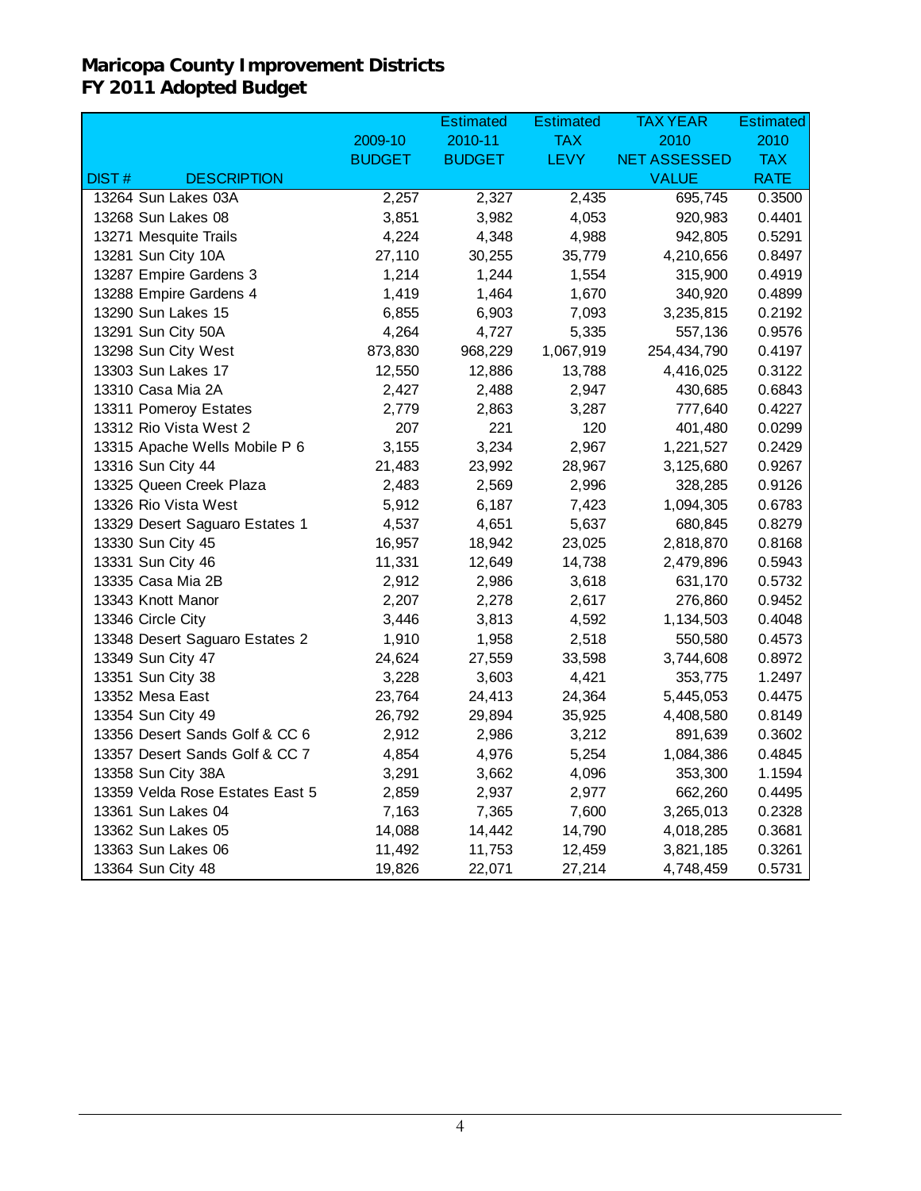**Maricopa County Improvement Districts**
**FY 2011 Adopted Budget**

| DIST # | DESCRIPTION | 2009-10 BUDGET | Estimated 2010-11 BUDGET | Estimated TAX LEVY | TAX YEAR 2010 NET ASSESSED VALUE | Estimated 2010 TAX RATE |
|---|---|---|---|---|---|---|
| 13264 | Sun Lakes 03A | 2,257 | 2,327 | 2,435 | 695,745 | 0.3500 |
| 13268 | Sun Lakes 08 | 3,851 | 3,982 | 4,053 | 920,983 | 0.4401 |
| 13271 | Mesquite Trails | 4,224 | 4,348 | 4,988 | 942,805 | 0.5291 |
| 13281 | Sun City 10A | 27,110 | 30,255 | 35,779 | 4,210,656 | 0.8497 |
| 13287 | Empire Gardens 3 | 1,214 | 1,244 | 1,554 | 315,900 | 0.4919 |
| 13288 | Empire Gardens 4 | 1,419 | 1,464 | 1,670 | 340,920 | 0.4899 |
| 13290 | Sun Lakes 15 | 6,855 | 6,903 | 7,093 | 3,235,815 | 0.2192 |
| 13291 | Sun City 50A | 4,264 | 4,727 | 5,335 | 557,136 | 0.9576 |
| 13298 | Sun City West | 873,830 | 968,229 | 1,067,919 | 254,434,790 | 0.4197 |
| 13303 | Sun Lakes 17 | 12,550 | 12,886 | 13,788 | 4,416,025 | 0.3122 |
| 13310 | Casa Mia 2A | 2,427 | 2,488 | 2,947 | 430,685 | 0.6843 |
| 13311 | Pomeroy Estates | 2,779 | 2,863 | 3,287 | 777,640 | 0.4227 |
| 13312 | Rio Vista West 2 | 207 | 221 | 120 | 401,480 | 0.0299 |
| 13315 | Apache Wells Mobile P 6 | 3,155 | 3,234 | 2,967 | 1,221,527 | 0.2429 |
| 13316 | Sun City 44 | 21,483 | 23,992 | 28,967 | 3,125,680 | 0.9267 |
| 13325 | Queen Creek Plaza | 2,483 | 2,569 | 2,996 | 328,285 | 0.9126 |
| 13326 | Rio Vista West | 5,912 | 6,187 | 7,423 | 1,094,305 | 0.6783 |
| 13329 | Desert Saguaro Estates 1 | 4,537 | 4,651 | 5,637 | 680,845 | 0.8279 |
| 13330 | Sun City 45 | 16,957 | 18,942 | 23,025 | 2,818,870 | 0.8168 |
| 13331 | Sun City 46 | 11,331 | 12,649 | 14,738 | 2,479,896 | 0.5943 |
| 13335 | Casa Mia 2B | 2,912 | 2,986 | 3,618 | 631,170 | 0.5732 |
| 13343 | Knott Manor | 2,207 | 2,278 | 2,617 | 276,860 | 0.9452 |
| 13346 | Circle City | 3,446 | 3,813 | 4,592 | 1,134,503 | 0.4048 |
| 13348 | Desert Saguaro Estates 2 | 1,910 | 1,958 | 2,518 | 550,580 | 0.4573 |
| 13349 | Sun City 47 | 24,624 | 27,559 | 33,598 | 3,744,608 | 0.8972 |
| 13351 | Sun City 38 | 3,228 | 3,603 | 4,421 | 353,775 | 1.2497 |
| 13352 | Mesa East | 23,764 | 24,413 | 24,364 | 5,445,053 | 0.4475 |
| 13354 | Sun City 49 | 26,792 | 29,894 | 35,925 | 4,408,580 | 0.8149 |
| 13356 | Desert Sands Golf & CC 6 | 2,912 | 2,986 | 3,212 | 891,639 | 0.3602 |
| 13357 | Desert Sands Golf & CC 7 | 4,854 | 4,976 | 5,254 | 1,084,386 | 0.4845 |
| 13358 | Sun City 38A | 3,291 | 3,662 | 4,096 | 353,300 | 1.1594 |
| 13359 | Velda Rose Estates East 5 | 2,859 | 2,937 | 2,977 | 662,260 | 0.4495 |
| 13361 | Sun Lakes 04 | 7,163 | 7,365 | 7,600 | 3,265,013 | 0.2328 |
| 13362 | Sun Lakes 05 | 14,088 | 14,442 | 14,790 | 4,018,285 | 0.3681 |
| 13363 | Sun Lakes 06 | 11,492 | 11,753 | 12,459 | 3,821,185 | 0.3261 |
| 13364 | Sun City 48 | 19,826 | 22,071 | 27,214 | 4,748,459 | 0.5731 |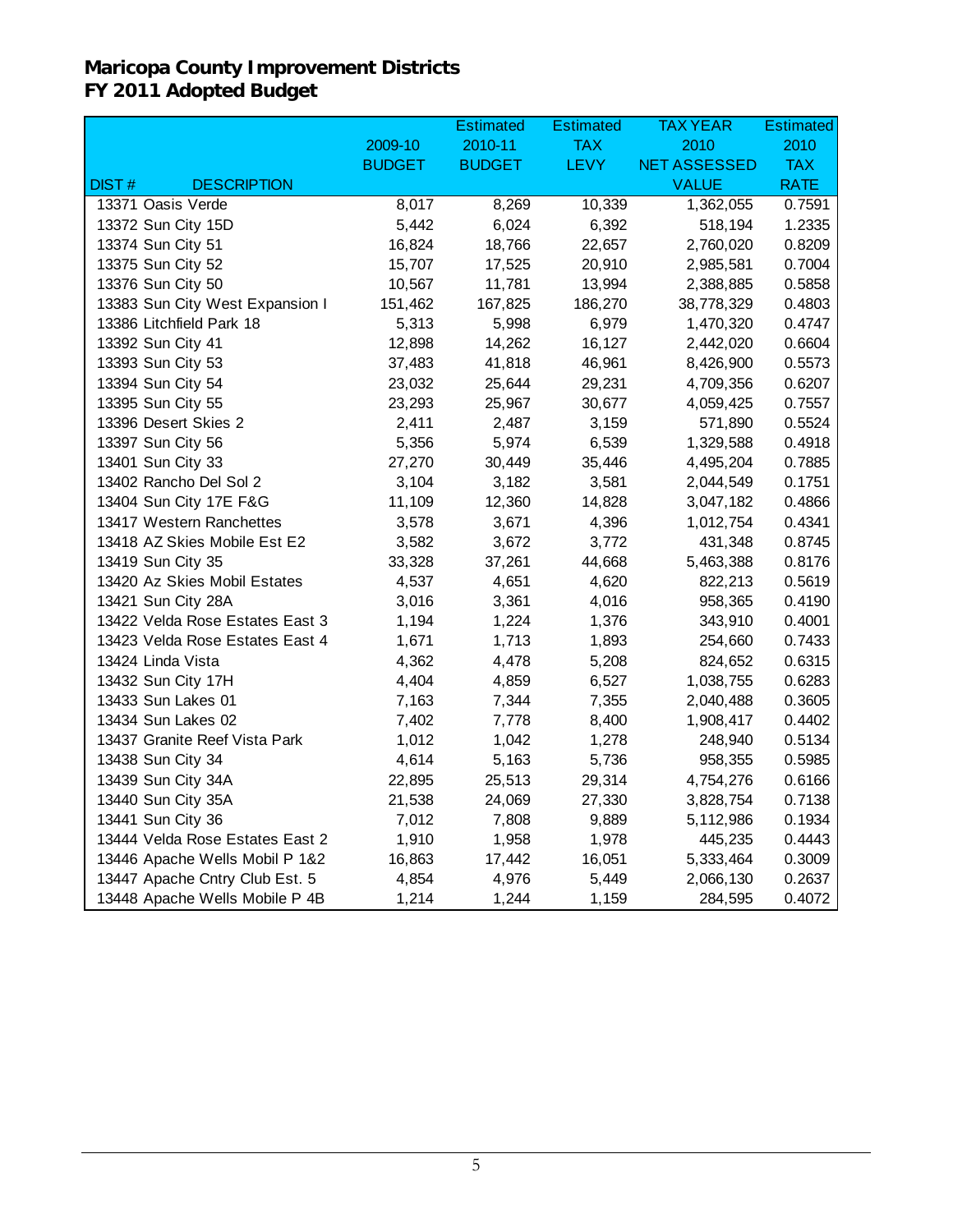**Maricopa County Improvement Districts**
**FY 2011 Adopted Budget**

| DIST # | DESCRIPTION | 2009-10 BUDGET | Estimated 2010-11 BUDGET | Estimated TAX LEVY | TAX YEAR 2010 NET ASSESSED VALUE | Estimated 2010 TAX RATE |
|---|---|---|---|---|---|---|
| 13371 | Oasis Verde | 8,017 | 8,269 | 10,339 | 1,362,055 | 0.7591 |
| 13372 | Sun City 15D | 5,442 | 6,024 | 6,392 | 518,194 | 1.2335 |
| 13374 | Sun City 51 | 16,824 | 18,766 | 22,657 | 2,760,020 | 0.8209 |
| 13375 | Sun City 52 | 15,707 | 17,525 | 20,910 | 2,985,581 | 0.7004 |
| 13376 | Sun City 50 | 10,567 | 11,781 | 13,994 | 2,388,885 | 0.5858 |
| 13383 | Sun City West Expansion I | 151,462 | 167,825 | 186,270 | 38,778,329 | 0.4803 |
| 13386 | Litchfield Park 18 | 5,313 | 5,998 | 6,979 | 1,470,320 | 0.4747 |
| 13392 | Sun City 41 | 12,898 | 14,262 | 16,127 | 2,442,020 | 0.6604 |
| 13393 | Sun City 53 | 37,483 | 41,818 | 46,961 | 8,426,900 | 0.5573 |
| 13394 | Sun City 54 | 23,032 | 25,644 | 29,231 | 4,709,356 | 0.6207 |
| 13395 | Sun City 55 | 23,293 | 25,967 | 30,677 | 4,059,425 | 0.7557 |
| 13396 | Desert Skies 2 | 2,411 | 2,487 | 3,159 | 571,890 | 0.5524 |
| 13397 | Sun City 56 | 5,356 | 5,974 | 6,539 | 1,329,588 | 0.4918 |
| 13401 | Sun City 33 | 27,270 | 30,449 | 35,446 | 4,495,204 | 0.7885 |
| 13402 | Rancho Del Sol 2 | 3,104 | 3,182 | 3,581 | 2,044,549 | 0.1751 |
| 13404 | Sun City 17E F&G | 11,109 | 12,360 | 14,828 | 3,047,182 | 0.4866 |
| 13417 | Western Ranchettes | 3,578 | 3,671 | 4,396 | 1,012,754 | 0.4341 |
| 13418 | AZ Skies Mobile Est E2 | 3,582 | 3,672 | 3,772 | 431,348 | 0.8745 |
| 13419 | Sun City 35 | 33,328 | 37,261 | 44,668 | 5,463,388 | 0.8176 |
| 13420 | Az Skies Mobil Estates | 4,537 | 4,651 | 4,620 | 822,213 | 0.5619 |
| 13421 | Sun City 28A | 3,016 | 3,361 | 4,016 | 958,365 | 0.4190 |
| 13422 | Velda Rose Estates East 3 | 1,194 | 1,224 | 1,376 | 343,910 | 0.4001 |
| 13423 | Velda Rose Estates East 4 | 1,671 | 1,713 | 1,893 | 254,660 | 0.7433 |
| 13424 | Linda Vista | 4,362 | 4,478 | 5,208 | 824,652 | 0.6315 |
| 13432 | Sun City 17H | 4,404 | 4,859 | 6,527 | 1,038,755 | 0.6283 |
| 13433 | Sun Lakes 01 | 7,163 | 7,344 | 7,355 | 2,040,488 | 0.3605 |
| 13434 | Sun Lakes 02 | 7,402 | 7,778 | 8,400 | 1,908,417 | 0.4402 |
| 13437 | Granite Reef Vista Park | 1,012 | 1,042 | 1,278 | 248,940 | 0.5134 |
| 13438 | Sun City 34 | 4,614 | 5,163 | 5,736 | 958,355 | 0.5985 |
| 13439 | Sun City 34A | 22,895 | 25,513 | 29,314 | 4,754,276 | 0.6166 |
| 13440 | Sun City 35A | 21,538 | 24,069 | 27,330 | 3,828,754 | 0.7138 |
| 13441 | Sun City 36 | 7,012 | 7,808 | 9,889 | 5,112,986 | 0.1934 |
| 13444 | Velda Rose Estates East 2 | 1,910 | 1,958 | 1,978 | 445,235 | 0.4443 |
| 13446 | Apache Wells Mobil P 1&2 | 16,863 | 17,442 | 16,051 | 5,333,464 | 0.3009 |
| 13447 | Apache Cntry Club Est. 5 | 4,854 | 4,976 | 5,449 | 2,066,130 | 0.2637 |
| 13448 | Apache Wells Mobile P 4B | 1,214 | 1,244 | 1,159 | 284,595 | 0.4072 |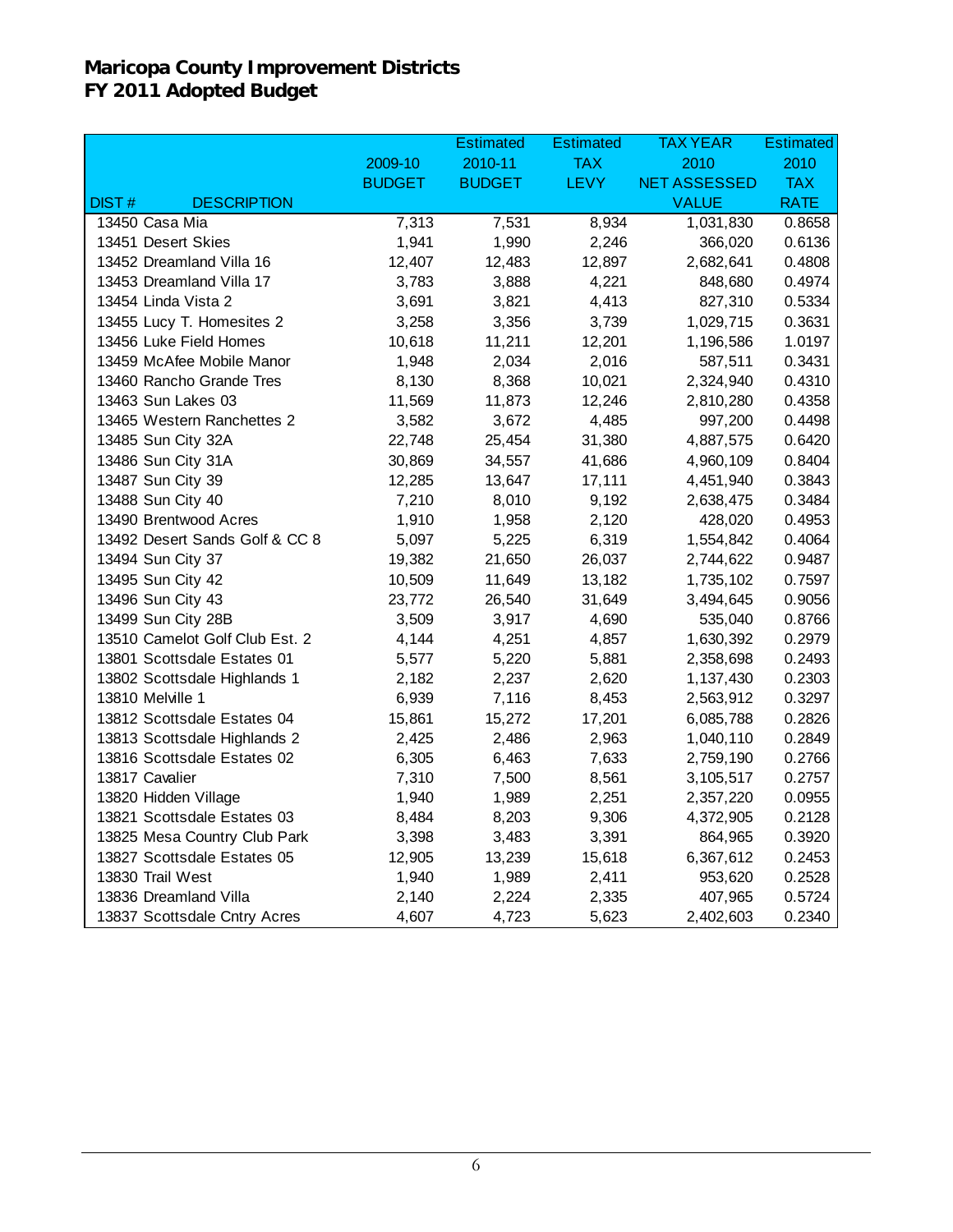# Maricopa County Improvement Districts
# FY 2011 Adopted Budget

| DIST # | DESCRIPTION | 2009-10 BUDGET | Estimated 2010-11 BUDGET | Estimated TAX LEVY | TAX YEAR 2010 NET ASSESSED VALUE | Estimated 2010 TAX RATE |
|---|---|---|---|---|---|---|
| 13450 | Casa Mia | 7,313 | 7,531 | 8,934 | 1,031,830 | 0.8658 |
| 13451 | Desert Skies | 1,941 | 1,990 | 2,246 | 366,020 | 0.6136 |
| 13452 | Dreamland Villa 16 | 12,407 | 12,483 | 12,897 | 2,682,641 | 0.4808 |
| 13453 | Dreamland Villa 17 | 3,783 | 3,888 | 4,221 | 848,680 | 0.4974 |
| 13454 | Linda Vista 2 | 3,691 | 3,821 | 4,413 | 827,310 | 0.5334 |
| 13455 | Lucy T. Homesites 2 | 3,258 | 3,356 | 3,739 | 1,029,715 | 0.3631 |
| 13456 | Luke Field Homes | 10,618 | 11,211 | 12,201 | 1,196,586 | 1.0197 |
| 13459 | McAfee Mobile Manor | 1,948 | 2,034 | 2,016 | 587,511 | 0.3431 |
| 13460 | Rancho Grande Tres | 8,130 | 8,368 | 10,021 | 2,324,940 | 0.4310 |
| 13463 | Sun Lakes 03 | 11,569 | 11,873 | 12,246 | 2,810,280 | 0.4358 |
| 13465 | Western Ranchettes 2 | 3,582 | 3,672 | 4,485 | 997,200 | 0.4498 |
| 13485 | Sun City 32A | 22,748 | 25,454 | 31,380 | 4,887,575 | 0.6420 |
| 13486 | Sun City 31A | 30,869 | 34,557 | 41,686 | 4,960,109 | 0.8404 |
| 13487 | Sun City 39 | 12,285 | 13,647 | 17,111 | 4,451,940 | 0.3843 |
| 13488 | Sun City 40 | 7,210 | 8,010 | 9,192 | 2,638,475 | 0.3484 |
| 13490 | Brentwood Acres | 1,910 | 1,958 | 2,120 | 428,020 | 0.4953 |
| 13492 | Desert Sands Golf & CC 8 | 5,097 | 5,225 | 6,319 | 1,554,842 | 0.4064 |
| 13494 | Sun City 37 | 19,382 | 21,650 | 26,037 | 2,744,622 | 0.9487 |
| 13495 | Sun City 42 | 10,509 | 11,649 | 13,182 | 1,735,102 | 0.7597 |
| 13496 | Sun City 43 | 23,772 | 26,540 | 31,649 | 3,494,645 | 0.9056 |
| 13499 | Sun City 28B | 3,509 | 3,917 | 4,690 | 535,040 | 0.8766 |
| 13510 | Camelot Golf Club Est. 2 | 4,144 | 4,251 | 4,857 | 1,630,392 | 0.2979 |
| 13801 | Scottsdale Estates 01 | 5,577 | 5,220 | 5,881 | 2,358,698 | 0.2493 |
| 13802 | Scottsdale Highlands 1 | 2,182 | 2,237 | 2,620 | 1,137,430 | 0.2303 |
| 13810 | Melville 1 | 6,939 | 7,116 | 8,453 | 2,563,912 | 0.3297 |
| 13812 | Scottsdale Estates 04 | 15,861 | 15,272 | 17,201 | 6,085,788 | 0.2826 |
| 13813 | Scottsdale Highlands 2 | 2,425 | 2,486 | 2,963 | 1,040,110 | 0.2849 |
| 13816 | Scottsdale Estates 02 | 6,305 | 6,463 | 7,633 | 2,759,190 | 0.2766 |
| 13817 | Cavalier | 7,310 | 7,500 | 8,561 | 3,105,517 | 0.2757 |
| 13820 | Hidden Village | 1,940 | 1,989 | 2,251 | 2,357,220 | 0.0955 |
| 13821 | Scottsdale Estates 03 | 8,484 | 8,203 | 9,306 | 4,372,905 | 0.2128 |
| 13825 | Mesa Country Club Park | 3,398 | 3,483 | 3,391 | 864,965 | 0.3920 |
| 13827 | Scottsdale Estates 05 | 12,905 | 13,239 | 15,618 | 6,367,612 | 0.2453 |
| 13830 | Trail West | 1,940 | 1,989 | 2,411 | 953,620 | 0.2528 |
| 13836 | Dreamland Villa | 2,140 | 2,224 | 2,335 | 407,965 | 0.5724 |
| 13837 | Scottsdale Cntry Acres | 4,607 | 4,723 | 5,623 | 2,402,603 | 0.2340 |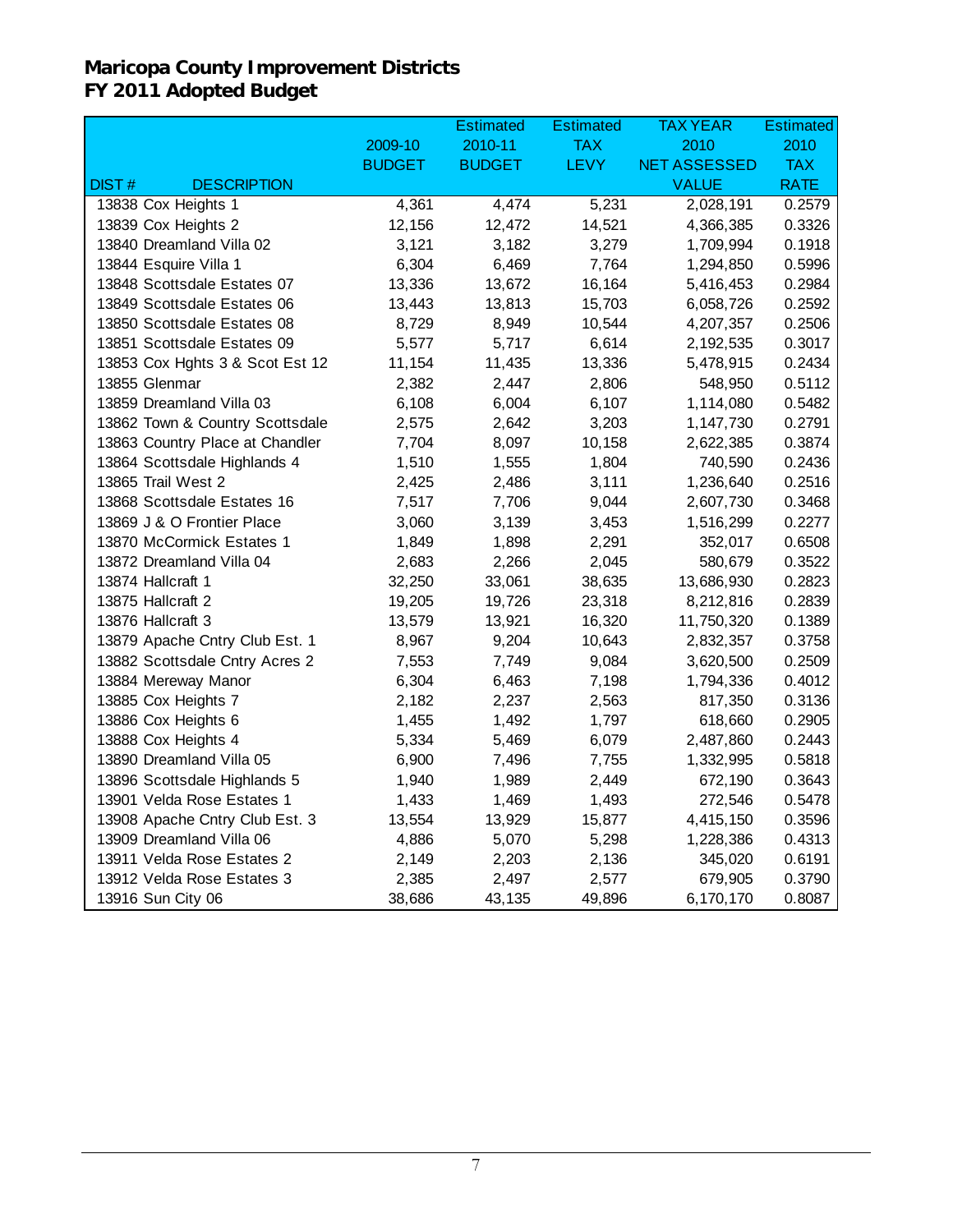# Maricopa County Improvement Districts
## FY 2011 Adopted Budget

| DIST # | DESCRIPTION | 2009-10 BUDGET | Estimated 2010-11 BUDGET | Estimated TAX LEVY | TAX YEAR 2010 NET ASSESSED VALUE | Estimated 2010 TAX RATE |
|---|---|---|---|---|---|---|
| 13838 | Cox Heights 1 | 4,361 | 4,474 | 5,231 | 2,028,191 | 0.2579 |
| 13839 | Cox Heights 2 | 12,156 | 12,472 | 14,521 | 4,366,385 | 0.3326 |
| 13840 | Dreamland Villa 02 | 3,121 | 3,182 | 3,279 | 1,709,994 | 0.1918 |
| 13844 | Esquire Villa 1 | 6,304 | 6,469 | 7,764 | 1,294,850 | 0.5996 |
| 13848 | Scottsdale Estates 07 | 13,336 | 13,672 | 16,164 | 5,416,453 | 0.2984 |
| 13849 | Scottsdale Estates 06 | 13,443 | 13,813 | 15,703 | 6,058,726 | 0.2592 |
| 13850 | Scottsdale Estates 08 | 8,729 | 8,949 | 10,544 | 4,207,357 | 0.2506 |
| 13851 | Scottsdale Estates 09 | 5,577 | 5,717 | 6,614 | 2,192,535 | 0.3017 |
| 13853 | Cox Hghts 3 & Scot Est 12 | 11,154 | 11,435 | 13,336 | 5,478,915 | 0.2434 |
| 13855 | Glenmar | 2,382 | 2,447 | 2,806 | 548,950 | 0.5112 |
| 13859 | Dreamland Villa 03 | 6,108 | 6,004 | 6,107 | 1,114,080 | 0.5482 |
| 13862 | Town & Country Scottsdale | 2,575 | 2,642 | 3,203 | 1,147,730 | 0.2791 |
| 13863 | Country Place at Chandler | 7,704 | 8,097 | 10,158 | 2,622,385 | 0.3874 |
| 13864 | Scottsdale Highlands 4 | 1,510 | 1,555 | 1,804 | 740,590 | 0.2436 |
| 13865 | Trail West 2 | 2,425 | 2,486 | 3,111 | 1,236,640 | 0.2516 |
| 13868 | Scottsdale Estates 16 | 7,517 | 7,706 | 9,044 | 2,607,730 | 0.3468 |
| 13869 | J & O Frontier Place | 3,060 | 3,139 | 3,453 | 1,516,299 | 0.2277 |
| 13870 | McCormick Estates 1 | 1,849 | 1,898 | 2,291 | 352,017 | 0.6508 |
| 13872 | Dreamland Villa 04 | 2,683 | 2,266 | 2,045 | 580,679 | 0.3522 |
| 13874 | Hallcraft 1 | 32,250 | 33,061 | 38,635 | 13,686,930 | 0.2823 |
| 13875 | Hallcraft 2 | 19,205 | 19,726 | 23,318 | 8,212,816 | 0.2839 |
| 13876 | Hallcraft 3 | 13,579 | 13,921 | 16,320 | 11,750,320 | 0.1389 |
| 13879 | Apache Cntry Club Est. 1 | 8,967 | 9,204 | 10,643 | 2,832,357 | 0.3758 |
| 13882 | Scottsdale Cntry Acres 2 | 7,553 | 7,749 | 9,084 | 3,620,500 | 0.2509 |
| 13884 | Mereway Manor | 6,304 | 6,463 | 7,198 | 1,794,336 | 0.4012 |
| 13885 | Cox Heights 7 | 2,182 | 2,237 | 2,563 | 817,350 | 0.3136 |
| 13886 | Cox Heights 6 | 1,455 | 1,492 | 1,797 | 618,660 | 0.2905 |
| 13888 | Cox Heights 4 | 5,334 | 5,469 | 6,079 | 2,487,860 | 0.2443 |
| 13890 | Dreamland Villa 05 | 6,900 | 7,496 | 7,755 | 1,332,995 | 0.5818 |
| 13896 | Scottsdale Highlands 5 | 1,940 | 1,989 | 2,449 | 672,190 | 0.3643 |
| 13901 | Velda Rose Estates 1 | 1,433 | 1,469 | 1,493 | 272,546 | 0.5478 |
| 13908 | Apache Cntry Club Est. 3 | 13,554 | 13,929 | 15,877 | 4,415,150 | 0.3596 |
| 13909 | Dreamland Villa 06 | 4,886 | 5,070 | 5,298 | 1,228,386 | 0.4313 |
| 13911 | Velda Rose Estates 2 | 2,149 | 2,203 | 2,136 | 345,020 | 0.6191 |
| 13912 | Velda Rose Estates 3 | 2,385 | 2,497 | 2,577 | 679,905 | 0.3790 |
| 13916 | Sun City 06 | 38,686 | 43,135 | 49,896 | 6,170,170 | 0.8087 |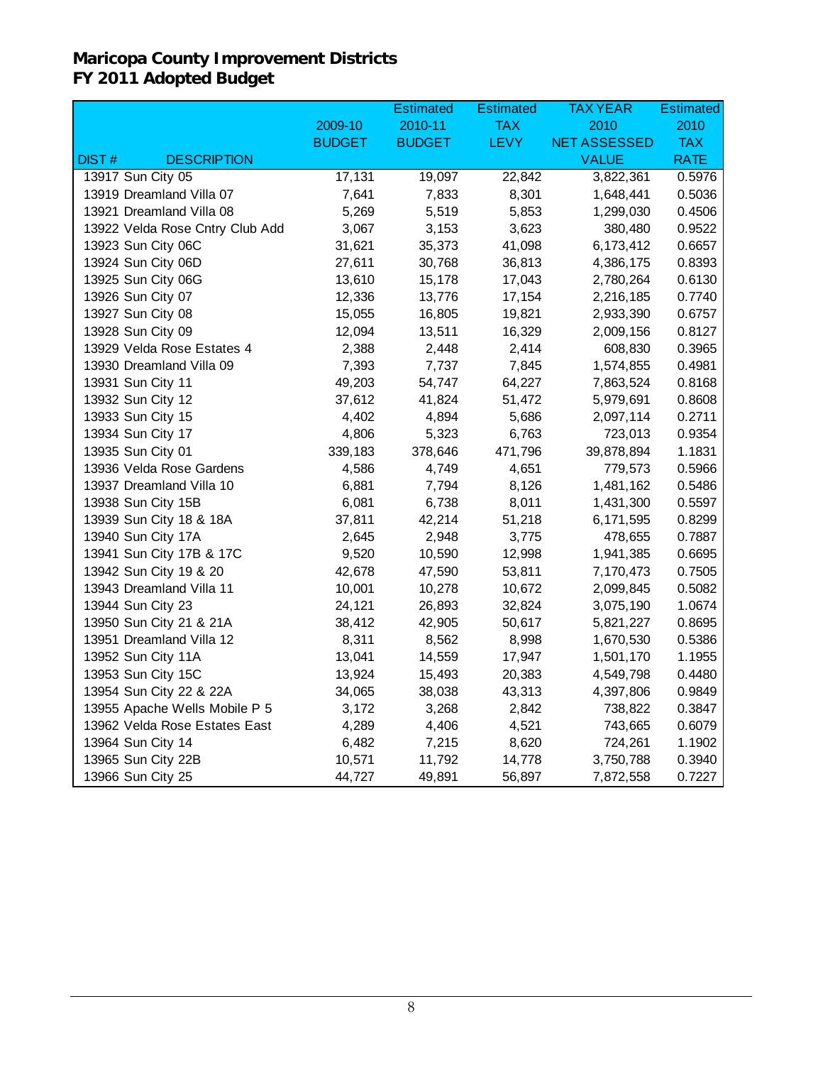# Maricopa County Improvement Districts
# FY 2011 Adopted Budget

| DIST # | DESCRIPTION | 2009-10 BUDGET | Estimated 2010-11 BUDGET | Estimated TAX LEVY | TAX YEAR 2010 NET ASSESSED VALUE | Estimated 2010 TAX RATE |
|---|---|---|---|---|---|---|
| 13917 | Sun City 05 | 17,131 | 19,097 | 22,842 | 3,822,361 | 0.5976 |
| 13919 | Dreamland Villa 07 | 7,641 | 7,833 | 8,301 | 1,648,441 | 0.5036 |
| 13921 | Dreamland Villa 08 | 5,269 | 5,519 | 5,853 | 1,299,030 | 0.4506 |
| 13922 | Velda Rose Cntry Club Add | 3,067 | 3,153 | 3,623 | 380,480 | 0.9522 |
| 13923 | Sun City 06C | 31,621 | 35,373 | 41,098 | 6,173,412 | 0.6657 |
| 13924 | Sun City 06D | 27,611 | 30,768 | 36,813 | 4,386,175 | 0.8393 |
| 13925 | Sun City 06G | 13,610 | 15,178 | 17,043 | 2,780,264 | 0.6130 |
| 13926 | Sun City 07 | 12,336 | 13,776 | 17,154 | 2,216,185 | 0.7740 |
| 13927 | Sun City 08 | 15,055 | 16,805 | 19,821 | 2,933,390 | 0.6757 |
| 13928 | Sun City 09 | 12,094 | 13,511 | 16,329 | 2,009,156 | 0.8127 |
| 13929 | Velda Rose Estates 4 | 2,388 | 2,448 | 2,414 | 608,830 | 0.3965 |
| 13930 | Dreamland Villa 09 | 7,393 | 7,737 | 7,845 | 1,574,855 | 0.4981 |
| 13931 | Sun City 11 | 49,203 | 54,747 | 64,227 | 7,863,524 | 0.8168 |
| 13932 | Sun City 12 | 37,612 | 41,824 | 51,472 | 5,979,691 | 0.8608 |
| 13933 | Sun City 15 | 4,402 | 4,894 | 5,686 | 2,097,114 | 0.2711 |
| 13934 | Sun City 17 | 4,806 | 5,323 | 6,763 | 723,013 | 0.9354 |
| 13935 | Sun City 01 | 339,183 | 378,646 | 471,796 | 39,878,894 | 1.1831 |
| 13936 | Velda Rose Gardens | 4,586 | 4,749 | 4,651 | 779,573 | 0.5966 |
| 13937 | Dreamland Villa 10 | 6,881 | 7,794 | 8,126 | 1,481,162 | 0.5486 |
| 13938 | Sun City 15B | 6,081 | 6,738 | 8,011 | 1,431,300 | 0.5597 |
| 13939 | Sun City 18 & 18A | 37,811 | 42,214 | 51,218 | 6,171,595 | 0.8299 |
| 13940 | Sun City 17A | 2,645 | 2,948 | 3,775 | 478,655 | 0.7887 |
| 13941 | Sun City 17B & 17C | 9,520 | 10,590 | 12,998 | 1,941,385 | 0.6695 |
| 13942 | Sun City 19 & 20 | 42,678 | 47,590 | 53,811 | 7,170,473 | 0.7505 |
| 13943 | Dreamland Villa 11 | 10,001 | 10,278 | 10,672 | 2,099,845 | 0.5082 |
| 13944 | Sun City 23 | 24,121 | 26,893 | 32,824 | 3,075,190 | 1.0674 |
| 13950 | Sun City 21 & 21A | 38,412 | 42,905 | 50,617 | 5,821,227 | 0.8695 |
| 13951 | Dreamland Villa 12 | 8,311 | 8,562 | 8,998 | 1,670,530 | 0.5386 |
| 13952 | Sun City 11A | 13,041 | 14,559 | 17,947 | 1,501,170 | 1.1955 |
| 13953 | Sun City 15C | 13,924 | 15,493 | 20,383 | 4,549,798 | 0.4480 |
| 13954 | Sun City 22 & 22A | 34,065 | 38,038 | 43,313 | 4,397,806 | 0.9849 |
| 13955 | Apache Wells Mobile P 5 | 3,172 | 3,268 | 2,842 | 738,822 | 0.3847 |
| 13962 | Velda Rose Estates East | 4,289 | 4,406 | 4,521 | 743,665 | 0.6079 |
| 13964 | Sun City 14 | 6,482 | 7,215 | 8,620 | 724,261 | 1.1902 |
| 13965 | Sun City 22B | 10,571 | 11,792 | 14,778 | 3,750,788 | 0.3940 |
| 13966 | Sun City 25 | 44,727 | 49,891 | 56,897 | 7,872,558 | 0.7227 |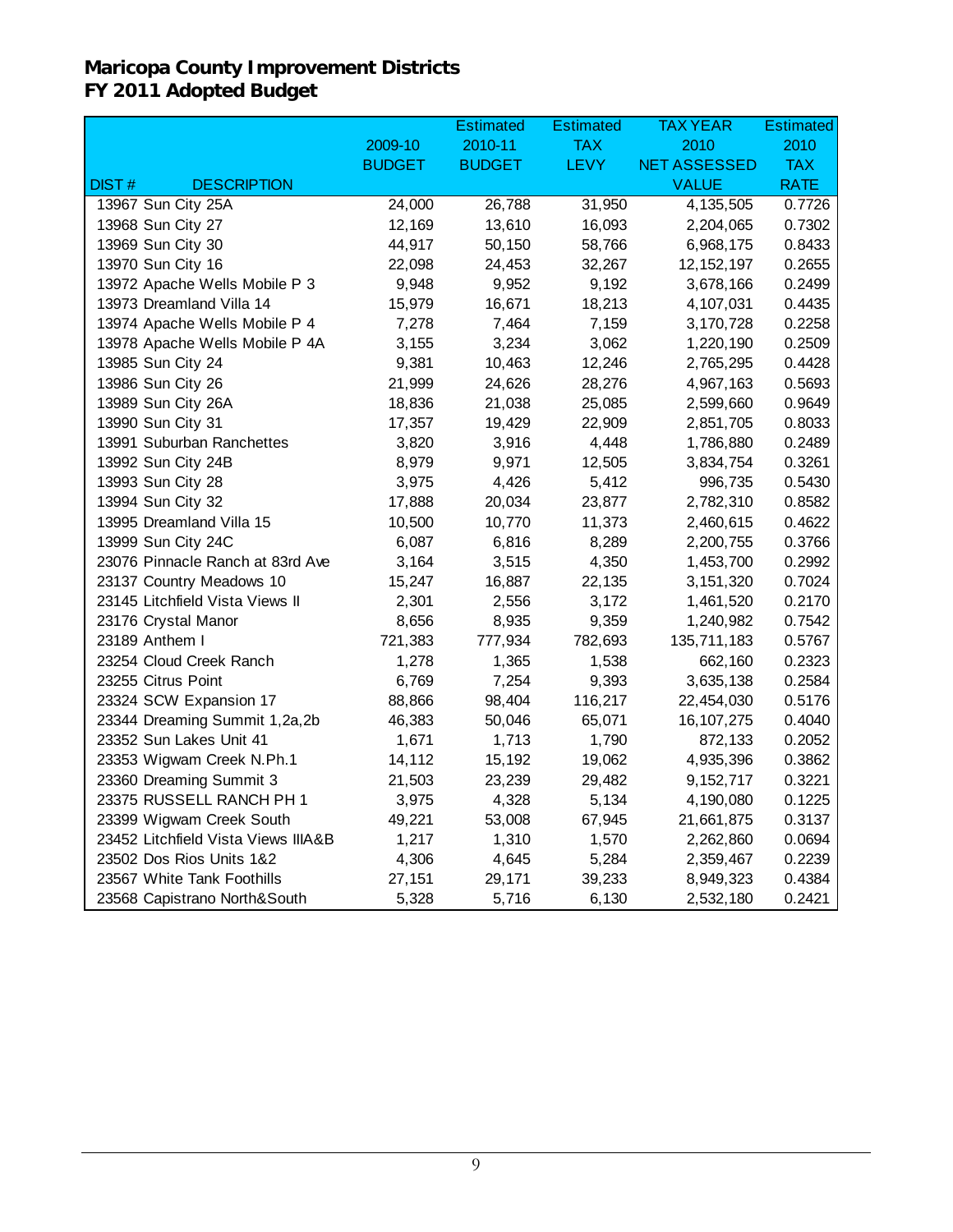## Maricopa County Improvement Districts
## FY 2011 Adopted Budget

| DIST # | DESCRIPTION | 2009-10 BUDGET | Estimated 2010-11 BUDGET | Estimated TAX LEVY | TAX YEAR 2010 NET ASSESSED VALUE | Estimated 2010 TAX RATE |
|---|---|---|---|---|---|---|
| 13967 | Sun City 25A | 24,000 | 26,788 | 31,950 | 4,135,505 | 0.7726 |
| 13968 | Sun City 27 | 12,169 | 13,610 | 16,093 | 2,204,065 | 0.7302 |
| 13969 | Sun City 30 | 44,917 | 50,150 | 58,766 | 6,968,175 | 0.8433 |
| 13970 | Sun City 16 | 22,098 | 24,453 | 32,267 | 12,152,197 | 0.2655 |
| 13972 | Apache Wells Mobile P 3 | 9,948 | 9,952 | 9,192 | 3,678,166 | 0.2499 |
| 13973 | Dreamland Villa 14 | 15,979 | 16,671 | 18,213 | 4,107,031 | 0.4435 |
| 13974 | Apache Wells Mobile P 4 | 7,278 | 7,464 | 7,159 | 3,170,728 | 0.2258 |
| 13978 | Apache Wells Mobile P 4A | 3,155 | 3,234 | 3,062 | 1,220,190 | 0.2509 |
| 13985 | Sun City 24 | 9,381 | 10,463 | 12,246 | 2,765,295 | 0.4428 |
| 13986 | Sun City 26 | 21,999 | 24,626 | 28,276 | 4,967,163 | 0.5693 |
| 13989 | Sun City 26A | 18,836 | 21,038 | 25,085 | 2,599,660 | 0.9649 |
| 13990 | Sun City 31 | 17,357 | 19,429 | 22,909 | 2,851,705 | 0.8033 |
| 13991 | Suburban Ranchettes | 3,820 | 3,916 | 4,448 | 1,786,880 | 0.2489 |
| 13992 | Sun City 24B | 8,979 | 9,971 | 12,505 | 3,834,754 | 0.3261 |
| 13993 | Sun City 28 | 3,975 | 4,426 | 5,412 | 996,735 | 0.5430 |
| 13994 | Sun City 32 | 17,888 | 20,034 | 23,877 | 2,782,310 | 0.8582 |
| 13995 | Dreamland Villa 15 | 10,500 | 10,770 | 11,373 | 2,460,615 | 0.4622 |
| 13999 | Sun City 24C | 6,087 | 6,816 | 8,289 | 2,200,755 | 0.3766 |
| 23076 | Pinnacle Ranch at 83rd Ave | 3,164 | 3,515 | 4,350 | 1,453,700 | 0.2992 |
| 23137 | Country Meadows 10 | 15,247 | 16,887 | 22,135 | 3,151,320 | 0.7024 |
| 23145 | Litchfield Vista Views II | 2,301 | 2,556 | 3,172 | 1,461,520 | 0.2170 |
| 23176 | Crystal Manor | 8,656 | 8,935 | 9,359 | 1,240,982 | 0.7542 |
| 23189 | Anthem I | 721,383 | 777,934 | 782,693 | 135,711,183 | 0.5767 |
| 23254 | Cloud Creek Ranch | 1,278 | 1,365 | 1,538 | 662,160 | 0.2323 |
| 23255 | Citrus Point | 6,769 | 7,254 | 9,393 | 3,635,138 | 0.2584 |
| 23324 | SCW Expansion 17 | 88,866 | 98,404 | 116,217 | 22,454,030 | 0.5176 |
| 23344 | Dreaming Summit 1,2a,2b | 46,383 | 50,046 | 65,071 | 16,107,275 | 0.4040 |
| 23352 | Sun Lakes Unit 41 | 1,671 | 1,713 | 1,790 | 872,133 | 0.2052 |
| 23353 | Wigwam Creek N.Ph.1 | 14,112 | 15,192 | 19,062 | 4,935,396 | 0.3862 |
| 23360 | Dreaming Summit 3 | 21,503 | 23,239 | 29,482 | 9,152,717 | 0.3221 |
| 23375 | RUSSELL RANCH PH 1 | 3,975 | 4,328 | 5,134 | 4,190,080 | 0.1225 |
| 23399 | Wigwam Creek South | 49,221 | 53,008 | 67,945 | 21,661,875 | 0.3137 |
| 23452 | Litchfield Vista Views IIIA&B | 1,217 | 1,310 | 1,570 | 2,262,860 | 0.0694 |
| 23502 | Dos Rios Units 1&2 | 4,306 | 4,645 | 5,284 | 2,359,467 | 0.2239 |
| 23567 | White Tank Foothills | 27,151 | 29,171 | 39,233 | 8,949,323 | 0.4384 |
| 23568 | Capistrano North&South | 5,328 | 5,716 | 6,130 | 2,532,180 | 0.2421 |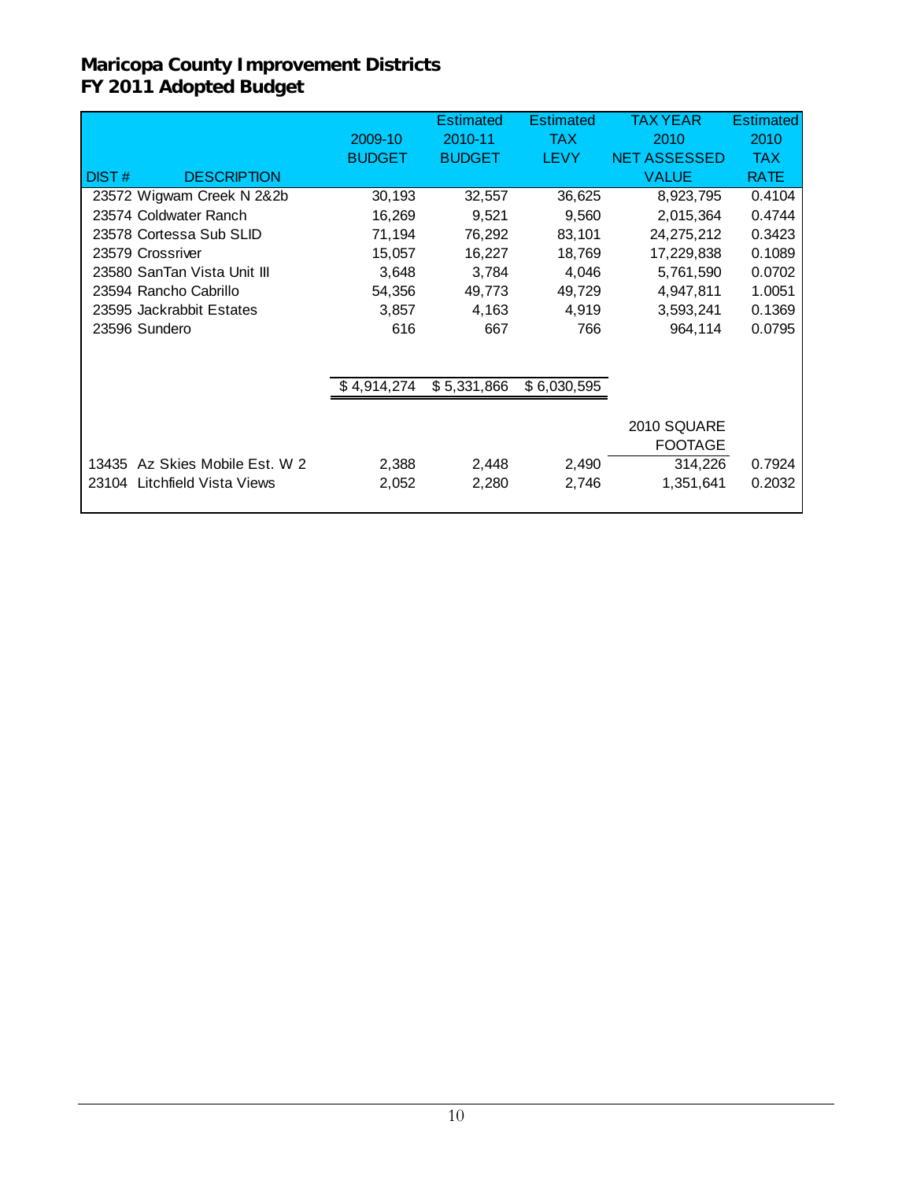# Maricopa County Improvement Districts
## FY 2011 Adopted Budget

| DIST # | DESCRIPTION | 2009-10 BUDGET | Estimated 2010-11 BUDGET | Estimated TAX LEVY | TAX YEAR 2010 NET ASSESSED VALUE | Estimated 2010 TAX RATE |
|---|---|---|---|---|---|---|
| 23572 | Wigwam Creek N 2&2b | 30,193 | 32,557 | 36,625 | 8,923,795 | 0.4104 |
| 23574 | Coldwater Ranch | 16,269 | 9,521 | 9,560 | 2,015,364 | 0.4744 |
| 23578 | Cortessa Sub SLID | 71,194 | 76,292 | 83,101 | 24,275,212 | 0.3423 |
| 23579 | Crossriver | 15,057 | 16,227 | 18,769 | 17,229,838 | 0.1089 |
| 23580 | SanTan Vista Unit III | 3,648 | 3,784 | 4,046 | 5,761,590 | 0.0702 |
| 23594 | Rancho Cabrillo | 54,356 | 49,773 | 49,729 | 4,947,811 | 1.0051 |
| 23595 | Jackrabbit Estates | 3,857 | 4,163 | 4,919 | 3,593,241 | 0.1369 |
| 23596 | Sundero | 616 | 667 | 766 | 964,114 | 0.0795 |
| | | $ 4,914,274 | $ 5,331,866 | $ 6,030,595 | | |
| | | | | | 2010 SQUARE FOOTAGE | |
| 13435 | Az Skies Mobile Est. W 2 | 2,388 | 2,448 | 2,490 | 314,226 | 0.7924 |
| 23104 | Litchfield Vista Views | 2,052 | 2,280 | 2,746 | 1,351,641 | 0.2032 |